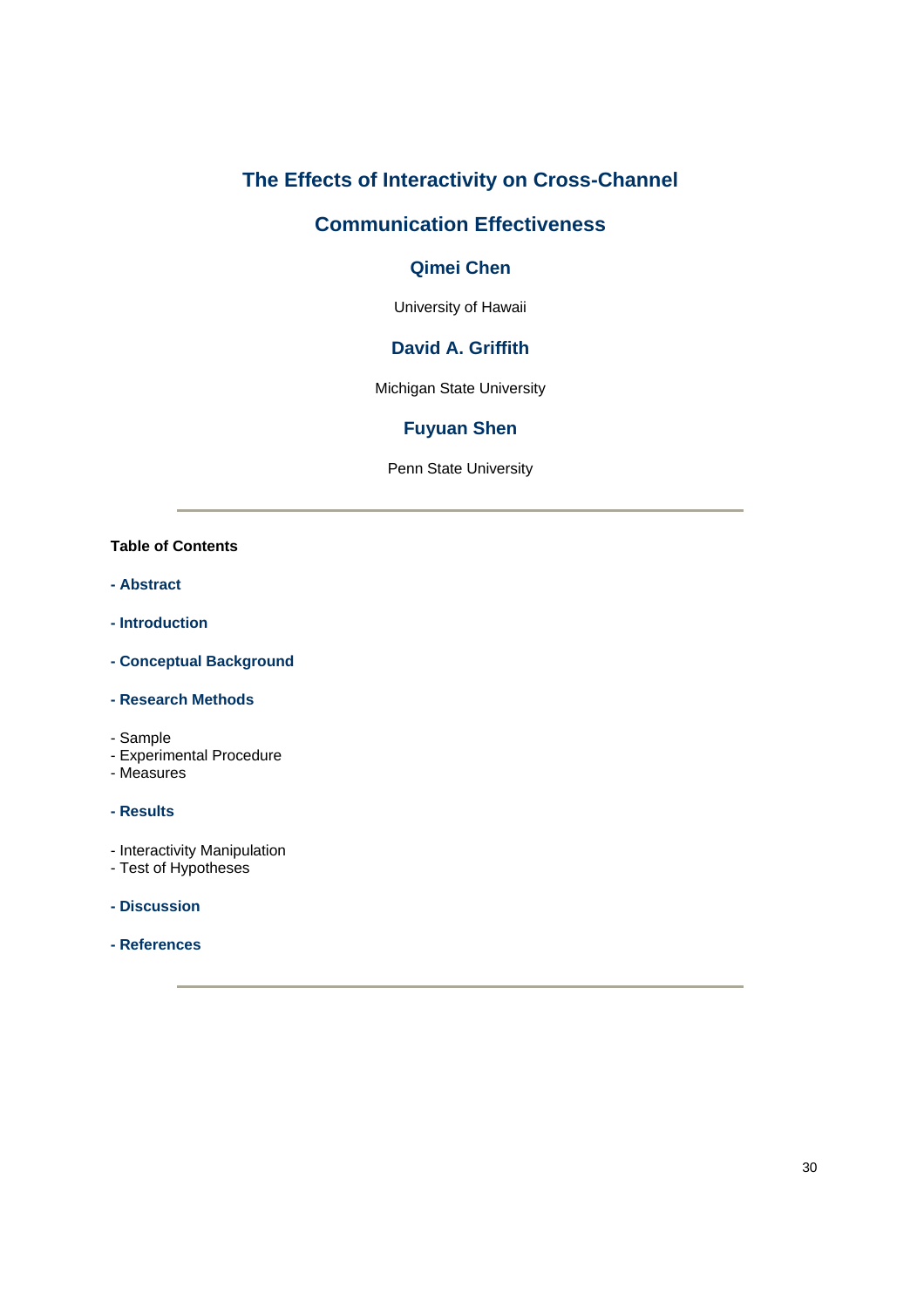# The Effects of Interactivity on Cross-Channel Communication Effectiveness

## Qimei Chen

University of Hawaii

## David A. Griffith

Michigan State University

## Fuyuan Shen

Penn State University

---

**Table of Contents**

**- Abstract**

**- Introduction**

**- Conceptual Background**

**- Research Methods**

- Sample
- Experimental Procedure
- Measures

**- Results**

- Interactivity Manipulation
- Test of Hypotheses

**- Discussion**

**- References**

---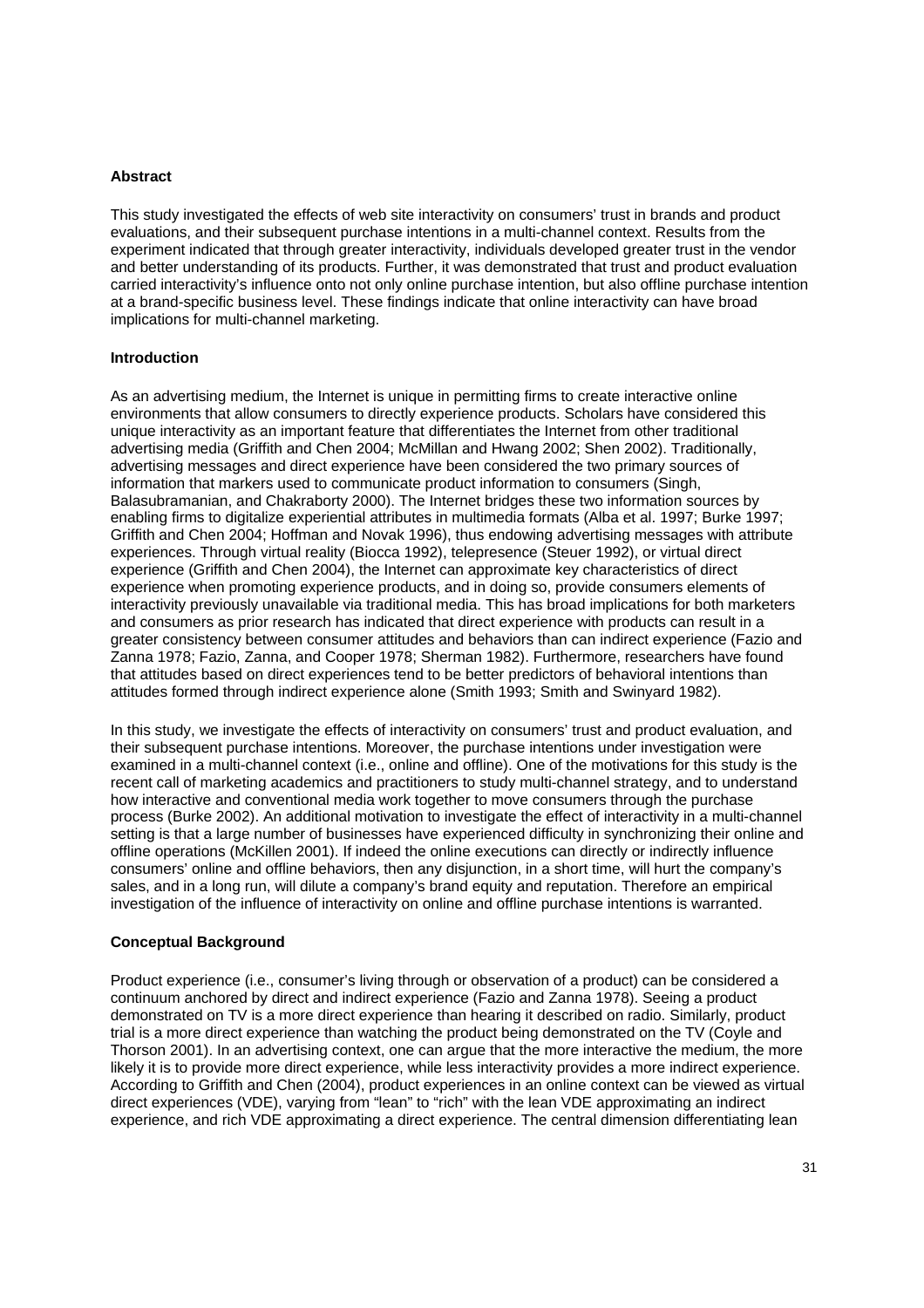### Abstract

This study investigated the effects of web site interactivity on consumers' trust in brands and product evaluations, and their subsequent purchase intentions in a multi-channel context. Results from the experiment indicated that through greater interactivity, individuals developed greater trust in the vendor and better understanding of its products. Further, it was demonstrated that trust and product evaluation carried interactivity's influence onto not only online purchase intention, but also offline purchase intention at a brand-specific business level. These findings indicate that online interactivity can have broad implications for multi-channel marketing.

### Introduction

As an advertising medium, the Internet is unique in permitting firms to create interactive online environments that allow consumers to directly experience products. Scholars have considered this unique interactivity as an important feature that differentiates the Internet from other traditional advertising media (Griffith and Chen 2004; McMillan and Hwang 2002; Shen 2002). Traditionally, advertising messages and direct experience have been considered the two primary sources of information that markers used to communicate product information to consumers (Singh, Balasubramanian, and Chakraborty 2000). The Internet bridges these two information sources by enabling firms to digitalize experiential attributes in multimedia formats (Alba et al. 1997; Burke 1997; Griffith and Chen 2004; Hoffman and Novak 1996), thus endowing advertising messages with attribute experiences. Through virtual reality (Biocca 1992), telepresence (Steuer 1992), or virtual direct experience (Griffith and Chen 2004), the Internet can approximate key characteristics of direct experience when promoting experience products, and in doing so, provide consumers elements of interactivity previously unavailable via traditional media. This has broad implications for both marketers and consumers as prior research has indicated that direct experience with products can result in a greater consistency between consumer attitudes and behaviors than can indirect experience (Fazio and Zanna 1978; Fazio, Zanna, and Cooper 1978; Sherman 1982). Furthermore, researchers have found that attitudes based on direct experiences tend to be better predictors of behavioral intentions than attitudes formed through indirect experience alone (Smith 1993; Smith and Swinyard 1982).

In this study, we investigate the effects of interactivity on consumers' trust and product evaluation, and their subsequent purchase intentions. Moreover, the purchase intentions under investigation were examined in a multi-channel context (i.e., online and offline). One of the motivations for this study is the recent call of marketing academics and practitioners to study multi-channel strategy, and to understand how interactive and conventional media work together to move consumers through the purchase process (Burke 2002). An additional motivation to investigate the effect of interactivity in a multi-channel setting is that a large number of businesses have experienced difficulty in synchronizing their online and offline operations (McKillen 2001). If indeed the online executions can directly or indirectly influence consumers' online and offline behaviors, then any disjunction, in a short time, will hurt the company's sales, and in a long run, will dilute a company's brand equity and reputation. Therefore an empirical investigation of the influence of interactivity on online and offline purchase intentions is warranted.

### Conceptual Background

Product experience (i.e., consumer's living through or observation of a product) can be considered a continuum anchored by direct and indirect experience (Fazio and Zanna 1978). Seeing a product demonstrated on TV is a more direct experience than hearing it described on radio. Similarly, product trial is a more direct experience than watching the product being demonstrated on the TV (Coyle and Thorson 2001). In an advertising context, one can argue that the more interactive the medium, the more likely it is to provide more direct experience, while less interactivity provides a more indirect experience. According to Griffith and Chen (2004), product experiences in an online context can be viewed as virtual direct experiences (VDE), varying from "lean" to "rich" with the lean VDE approximating an indirect experience, and rich VDE approximating a direct experience. The central dimension differentiating lean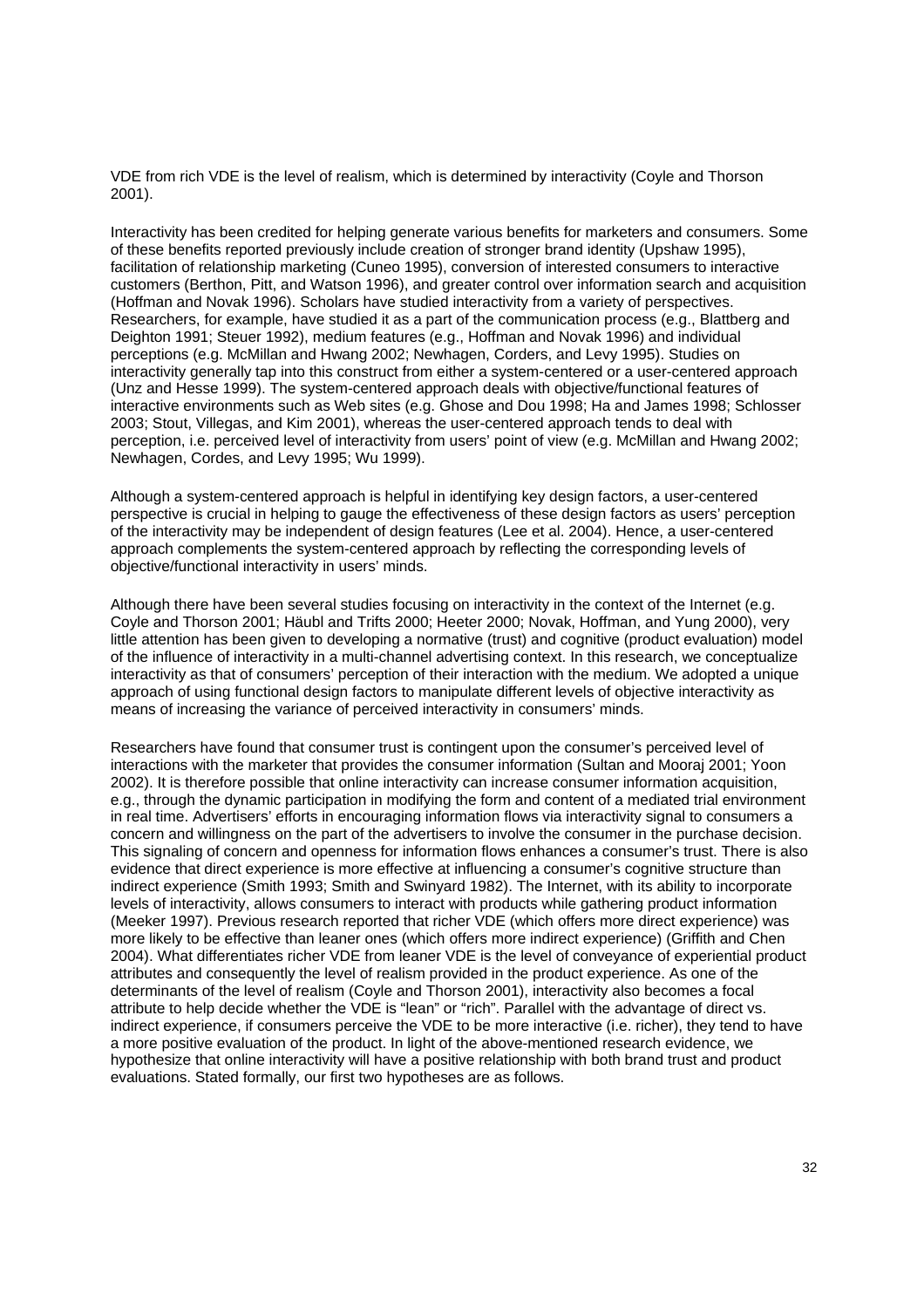VDE from rich VDE is the level of realism, which is determined by interactivity (Coyle and Thorson 2001).

Interactivity has been credited for helping generate various benefits for marketers and consumers. Some of these benefits reported previously include creation of stronger brand identity (Upshaw 1995), facilitation of relationship marketing (Cuneo 1995), conversion of interested consumers to interactive customers (Berthon, Pitt, and Watson 1996), and greater control over information search and acquisition (Hoffman and Novak 1996). Scholars have studied interactivity from a variety of perspectives. Researchers, for example, have studied it as a part of the communication process (e.g., Blattberg and Deighton 1991; Steuer 1992), medium features (e.g., Hoffman and Novak 1996) and individual perceptions (e.g. McMillan and Hwang 2002; Newhagen, Corders, and Levy 1995). Studies on interactivity generally tap into this construct from either a system-centered or a user-centered approach (Unz and Hesse 1999). The system-centered approach deals with objective/functional features of interactive environments such as Web sites (e.g. Ghose and Dou 1998; Ha and James 1998; Schlosser 2003; Stout, Villegas, and Kim 2001), whereas the user-centered approach tends to deal with perception, i.e. perceived level of interactivity from users' point of view (e.g. McMillan and Hwang 2002; Newhagen, Cordes, and Levy 1995; Wu 1999).

Although a system-centered approach is helpful in identifying key design factors, a user-centered perspective is crucial in helping to gauge the effectiveness of these design factors as users' perception of the interactivity may be independent of design features (Lee et al. 2004). Hence, a user-centered approach complements the system-centered approach by reflecting the corresponding levels of objective/functional interactivity in users' minds.

Although there have been several studies focusing on interactivity in the context of the Internet (e.g. Coyle and Thorson 2001; Häubl and Trifts 2000; Heeter 2000; Novak, Hoffman, and Yung 2000), very little attention has been given to developing a normative (trust) and cognitive (product evaluation) model of the influence of interactivity in a multi-channel advertising context. In this research, we conceptualize interactivity as that of consumers' perception of their interaction with the medium. We adopted a unique approach of using functional design factors to manipulate different levels of objective interactivity as means of increasing the variance of perceived interactivity in consumers' minds.

Researchers have found that consumer trust is contingent upon the consumer's perceived level of interactions with the marketer that provides the consumer information (Sultan and Mooraj 2001; Yoon 2002). It is therefore possible that online interactivity can increase consumer information acquisition, e.g., through the dynamic participation in modifying the form and content of a mediated trial environment in real time. Advertisers' efforts in encouraging information flows via interactivity signal to consumers a concern and willingness on the part of the advertisers to involve the consumer in the purchase decision. This signaling of concern and openness for information flows enhances a consumer's trust. There is also evidence that direct experience is more effective at influencing a consumer's cognitive structure than indirect experience (Smith 1993; Smith and Swinyard 1982). The Internet, with its ability to incorporate levels of interactivity, allows consumers to interact with products while gathering product information (Meeker 1997). Previous research reported that richer VDE (which offers more direct experience) was more likely to be effective than leaner ones (which offers more indirect experience) (Griffith and Chen 2004). What differentiates richer VDE from leaner VDE is the level of conveyance of experiential product attributes and consequently the level of realism provided in the product experience. As one of the determinants of the level of realism (Coyle and Thorson 2001), interactivity also becomes a focal attribute to help decide whether the VDE is "lean" or "rich". Parallel with the advantage of direct vs. indirect experience, if consumers perceive the VDE to be more interactive (i.e. richer), they tend to have a more positive evaluation of the product. In light of the above-mentioned research evidence, we hypothesize that online interactivity will have a positive relationship with both brand trust and product evaluations. Stated formally, our first two hypotheses are as follows.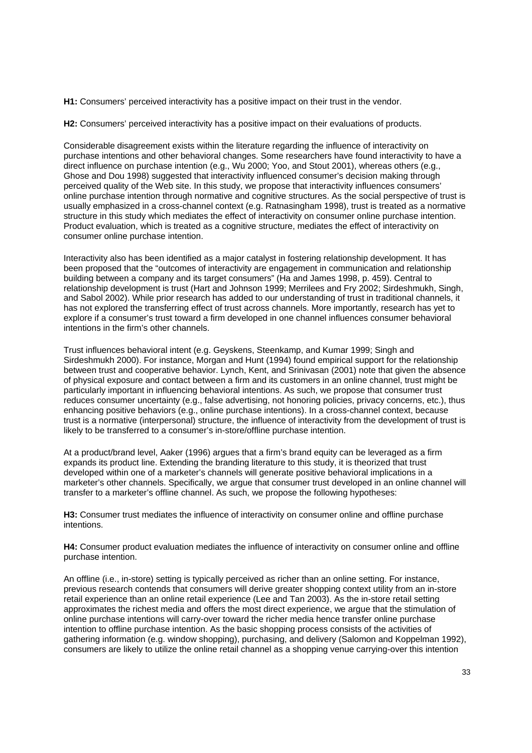**H1:** Consumers' perceived interactivity has a positive impact on their trust in the vendor.

**H2:** Consumers' perceived interactivity has a positive impact on their evaluations of products.

Considerable disagreement exists within the literature regarding the influence of interactivity on purchase intentions and other behavioral changes. Some researchers have found interactivity to have a direct influence on purchase intention (e.g., Wu 2000; Yoo, and Stout 2001), whereas others (e.g., Ghose and Dou 1998) suggested that interactivity influenced consumer's decision making through perceived quality of the Web site. In this study, we propose that interactivity influences consumers' online purchase intention through normative and cognitive structures. As the social perspective of trust is usually emphasized in a cross-channel context (e.g. Ratnasingham 1998), trust is treated as a normative structure in this study which mediates the effect of interactivity on consumer online purchase intention. Product evaluation, which is treated as a cognitive structure, mediates the effect of interactivity on consumer online purchase intention.

Interactivity also has been identified as a major catalyst in fostering relationship development. It has been proposed that the "outcomes of interactivity are engagement in communication and relationship building between a company and its target consumers" (Ha and James 1998, p. 459). Central to relationship development is trust (Hart and Johnson 1999; Merrilees and Fry 2002; Sirdeshmukh, Singh, and Sabol 2002). While prior research has added to our understanding of trust in traditional channels, it has not explored the transferring effect of trust across channels. More importantly, research has yet to explore if a consumer's trust toward a firm developed in one channel influences consumer behavioral intentions in the firm's other channels.

Trust influences behavioral intent (e.g. Geyskens, Steenkamp, and Kumar 1999; Singh and Sirdeshmukh 2000). For instance, Morgan and Hunt (1994) found empirical support for the relationship between trust and cooperative behavior. Lynch, Kent, and Srinivasan (2001) note that given the absence of physical exposure and contact between a firm and its customers in an online channel, trust might be particularly important in influencing behavioral intentions. As such, we propose that consumer trust reduces consumer uncertainty (e.g., false advertising, not honoring policies, privacy concerns, etc.), thus enhancing positive behaviors (e.g., online purchase intentions). In a cross-channel context, because trust is a normative (interpersonal) structure, the influence of interactivity from the development of trust is likely to be transferred to a consumer's in-store/offline purchase intention.

At a product/brand level, Aaker (1996) argues that a firm's brand equity can be leveraged as a firm expands its product line. Extending the branding literature to this study, it is theorized that trust developed within one of a marketer's channels will generate positive behavioral implications in a marketer's other channels. Specifically, we argue that consumer trust developed in an online channel will transfer to a marketer's offline channel. As such, we propose the following hypotheses:

**H3:** Consumer trust mediates the influence of interactivity on consumer online and offline purchase intentions.

**H4:** Consumer product evaluation mediates the influence of interactivity on consumer online and offline purchase intention.

An offline (i.e., in-store) setting is typically perceived as richer than an online setting. For instance, previous research contends that consumers will derive greater shopping context utility from an in-store retail experience than an online retail experience (Lee and Tan 2003). As the in-store retail setting approximates the richest media and offers the most direct experience, we argue that the stimulation of online purchase intentions will carry-over toward the richer media hence transfer online purchase intention to offline purchase intention. As the basic shopping process consists of the activities of gathering information (e.g. window shopping), purchasing, and delivery (Salomon and Koppelman 1992), consumers are likely to utilize the online retail channel as a shopping venue carrying-over this intention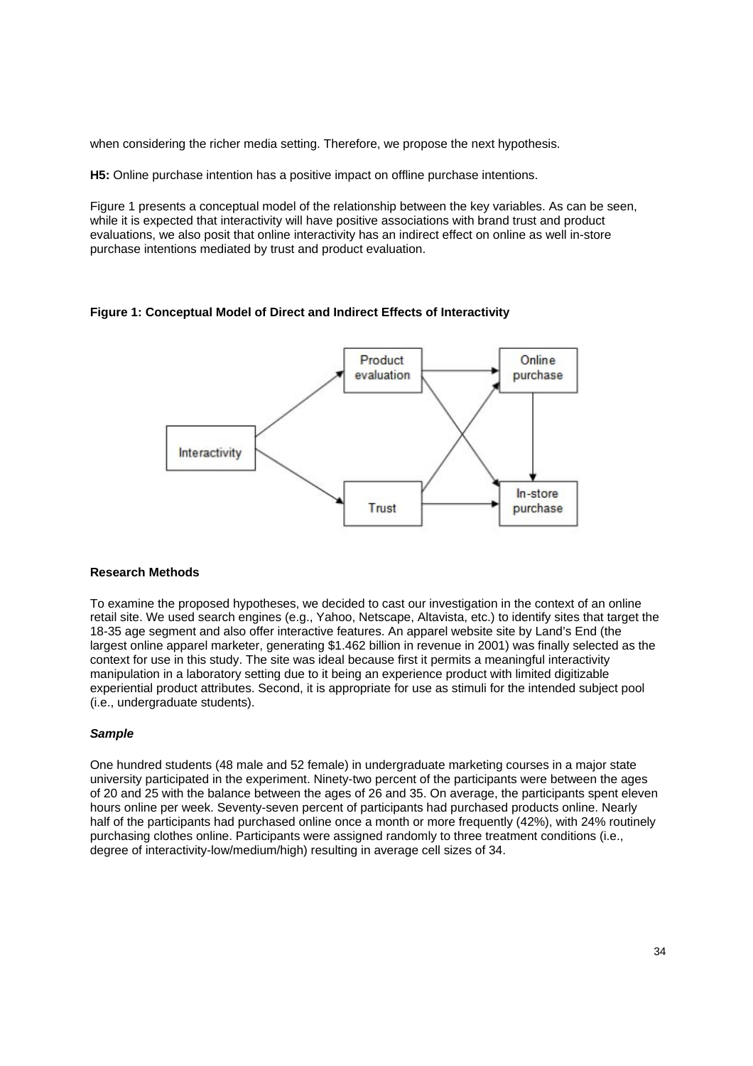when considering the richer media setting. Therefore, we propose the next hypothesis.

**H5:** Online purchase intention has a positive impact on offline purchase intentions.

Figure 1 presents a conceptual model of the relationship between the key variables. As can be seen, while it is expected that interactivity will have positive associations with brand trust and product evaluations, we also posit that online interactivity has an indirect effect on online as well in-store purchase intentions mediated by trust and product evaluation.

**Figure 1: Conceptual Model of Direct and Indirect Effects of Interactivity**

### Research Methods

To examine the proposed hypotheses, we decided to cast our investigation in the context of an online retail site. We used search engines (e.g., Yahoo, Netscape, Altavista, etc.) to identify sites that target the 18-35 age segment and also offer interactive features. An apparel website site by Land's End (the largest online apparel marketer, generating $1.462 billion in revenue in 2001) was finally selected as the context for use in this study. The site was ideal because first it permits a meaningful interactivity manipulation in a laboratory setting due to it being an experience product with limited digitizable experiential product attributes. Second, it is appropriate for use as stimuli for the intended subject pool (i.e., undergraduate students).

#### *Sample*

One hundred students (48 male and 52 female) in undergraduate marketing courses in a major state university participated in the experiment. Ninety-two percent of the participants were between the ages of 20 and 25 with the balance between the ages of 26 and 35. On average, the participants spent eleven hours online per week. Seventy-seven percent of participants had purchased products online. Nearly half of the participants had purchased online once a month or more frequently (42%), with 24% routinely purchasing clothes online. Participants were assigned randomly to three treatment conditions (i.e., degree of interactivity-low/medium/high) resulting in average cell sizes of 34.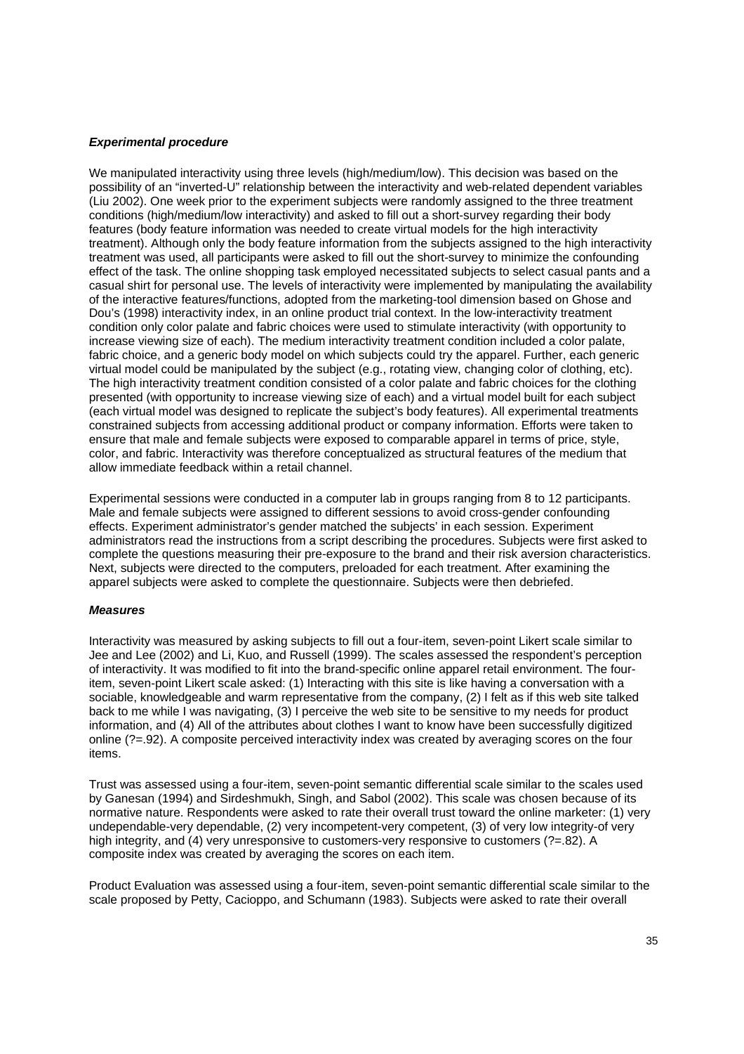### *Experimental procedure*

We manipulated interactivity using three levels (high/medium/low). This decision was based on the possibility of an "inverted-U" relationship between the interactivity and web-related dependent variables (Liu 2002). One week prior to the experiment subjects were randomly assigned to the three treatment conditions (high/medium/low interactivity) and asked to fill out a short-survey regarding their body features (body feature information was needed to create virtual models for the high interactivity treatment). Although only the body feature information from the subjects assigned to the high interactivity treatment was used, all participants were asked to fill out the short-survey to minimize the confounding effect of the task. The online shopping task employed necessitated subjects to select casual pants and a casual shirt for personal use. The levels of interactivity were implemented by manipulating the availability of the interactive features/functions, adopted from the marketing-tool dimension based on Ghose and Dou's (1998) interactivity index, in an online product trial context. In the low-interactivity treatment condition only color palate and fabric choices were used to stimulate interactivity (with opportunity to increase viewing size of each). The medium interactivity treatment condition included a color palate, fabric choice, and a generic body model on which subjects could try the apparel. Further, each generic virtual model could be manipulated by the subject (e.g., rotating view, changing color of clothing, etc). The high interactivity treatment condition consisted of a color palate and fabric choices for the clothing presented (with opportunity to increase viewing size of each) and a virtual model built for each subject (each virtual model was designed to replicate the subject's body features). All experimental treatments constrained subjects from accessing additional product or company information. Efforts were taken to ensure that male and female subjects were exposed to comparable apparel in terms of price, style, color, and fabric. Interactivity was therefore conceptualized as structural features of the medium that allow immediate feedback within a retail channel.

Experimental sessions were conducted in a computer lab in groups ranging from 8 to 12 participants. Male and female subjects were assigned to different sessions to avoid cross-gender confounding effects. Experiment administrator's gender matched the subjects' in each session. Experiment administrators read the instructions from a script describing the procedures. Subjects were first asked to complete the questions measuring their pre-exposure to the brand and their risk aversion characteristics. Next, subjects were directed to the computers, preloaded for each treatment. After examining the apparel subjects were asked to complete the questionnaire. Subjects were then debriefed.

### *Measures*

Interactivity was measured by asking subjects to fill out a four-item, seven-point Likert scale similar to Jee and Lee (2002) and Li, Kuo, and Russell (1999). The scales assessed the respondent's perception of interactivity. It was modified to fit into the brand-specific online apparel retail environment. The four-item, seven-point Likert scale asked: (1) Interacting with this site is like having a conversation with a sociable, knowledgeable and warm representative from the company, (2) I felt as if this web site talked back to me while I was navigating, (3) I perceive the web site to be sensitive to my needs for product information, and (4) All of the attributes about clothes I want to know have been successfully digitized online (?=.92). A composite perceived interactivity index was created by averaging scores on the four items.

Trust was assessed using a four-item, seven-point semantic differential scale similar to the scales used by Ganesan (1994) and Sirdeshmukh, Singh, and Sabol (2002). This scale was chosen because of its normative nature. Respondents were asked to rate their overall trust toward the online marketer: (1) very undependable-very dependable, (2) very incompetent-very competent, (3) of very low integrity-of very high integrity, and (4) very unresponsive to customers-very responsive to customers (?=.82). A composite index was created by averaging the scores on each item.

Product Evaluation was assessed using a four-item, seven-point semantic differential scale similar to the scale proposed by Petty, Cacioppo, and Schumann (1983). Subjects were asked to rate their overall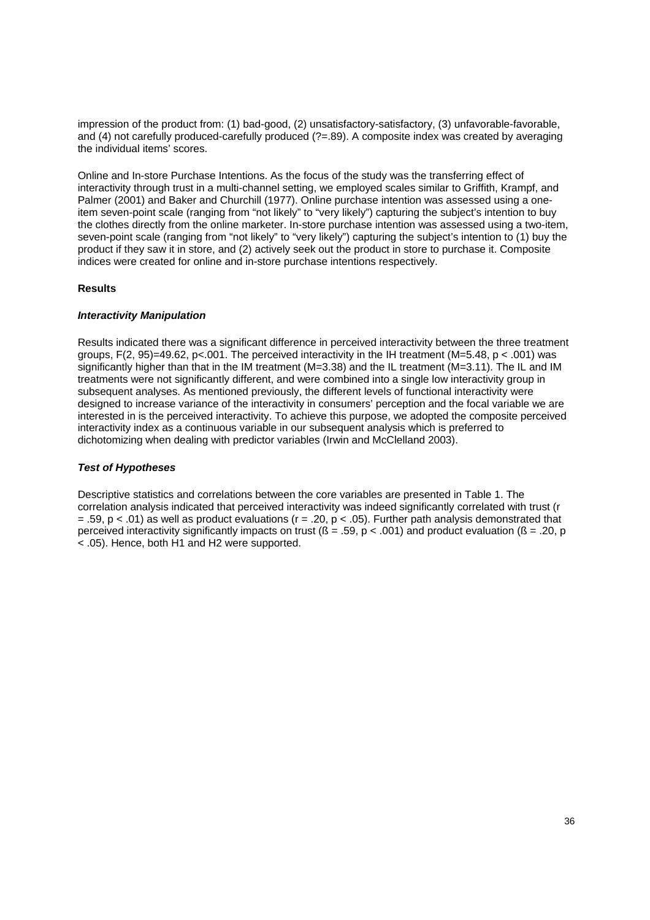impression of the product from: (1) bad-good, (2) unsatisfactory-satisfactory, (3) unfavorable-favorable, and (4) not carefully produced-carefully produced (?=.89). A composite index was created by averaging the individual items' scores.

Online and In-store Purchase Intentions. As the focus of the study was the transferring effect of interactivity through trust in a multi-channel setting, we employed scales similar to Griffith, Krampf, and Palmer (2001) and Baker and Churchill (1977). Online purchase intention was assessed using a one-item seven-point scale (ranging from "not likely" to "very likely") capturing the subject's intention to buy the clothes directly from the online marketer. In-store purchase intention was assessed using a two-item, seven-point scale (ranging from "not likely" to "very likely") capturing the subject's intention to (1) buy the product if they saw it in store, and (2) actively seek out the product in store to purchase it. Composite indices were created for online and in-store purchase intentions respectively.

**Results**

***Interactivity Manipulation***

Results indicated there was a significant difference in perceived interactivity between the three treatment groups, $F(2, 95)=49.62$, $p<.001$. The perceived interactivity in the IH treatment ($M=5.48$, $p < .001$) was significantly higher than that in the IM treatment ($M=3.38$) and the IL treatment ($M=3.11$). The IL and IM treatments were not significantly different, and were combined into a single low interactivity group in subsequent analyses. As mentioned previously, the different levels of functional interactivity were designed to increase variance of the interactivity in consumers' perception and the focal variable we are interested in is the perceived interactivity. To achieve this purpose, we adopted the composite perceived interactivity index as a continuous variable in our subsequent analysis which is preferred to dichotomizing when dealing with predictor variables (Irwin and McClelland 2003).

***Test of Hypotheses***

Descriptive statistics and correlations between the core variables are presented in Table 1. The correlation analysis indicated that perceived interactivity was indeed significantly correlated with trust ($r = .59$, $p < .01$) as well as product evaluations ($r = .20$, $p < .05$). Further path analysis demonstrated that perceived interactivity significantly impacts on trust ($\beta = .59$, $p < .001$) and product evaluation ($\beta = .20$, $p < .05$). Hence, both H1 and H2 were supported.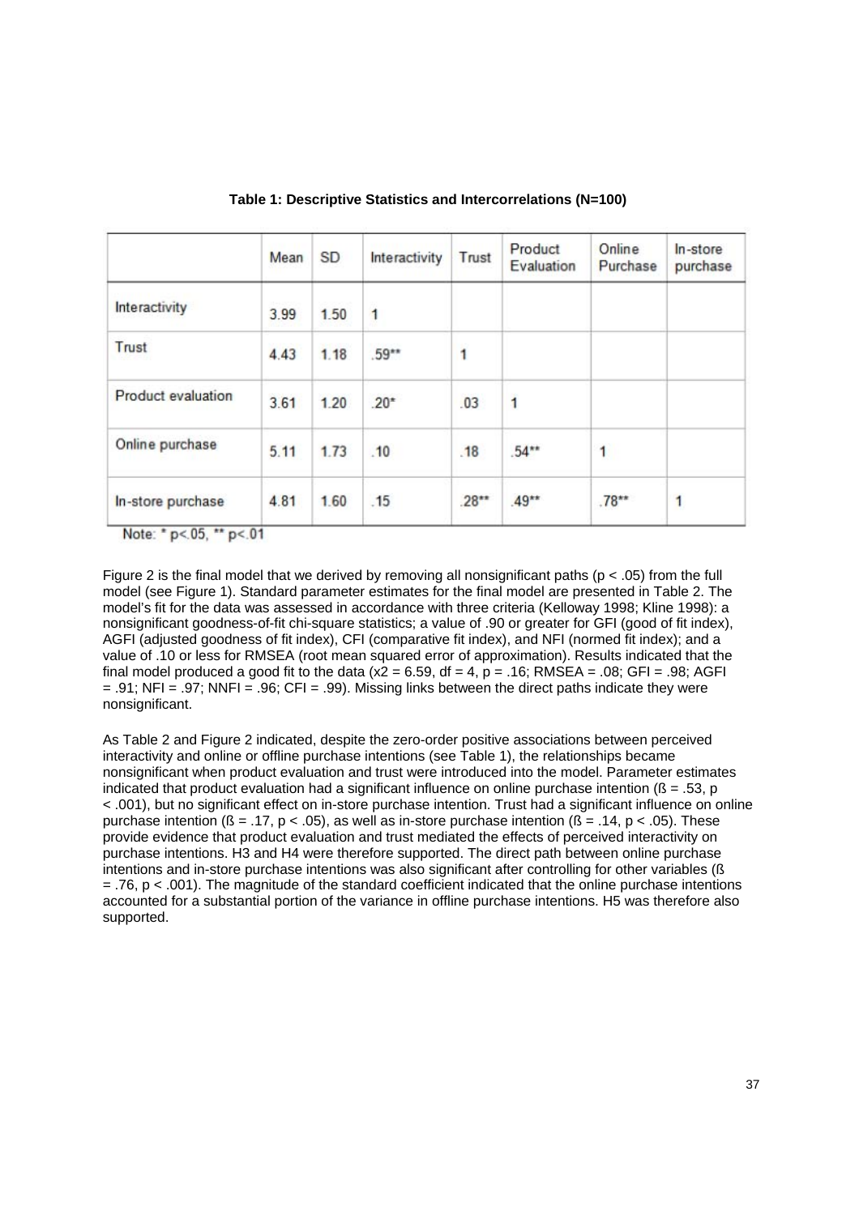**Table 1: Descriptive Statistics and Intercorrelations (N=100)**

| | Mean | SD | Interactivity | Trust | Product Evaluation | Online Purchase | In-store purchase |
|---|---|---|---|---|---|---|---|
| Interactivity | 3.99 | 1.50 | 1 | | | | |
| Trust | 4.43 | 1.18 | .59** | 1 | | | |
| Product evaluation | 3.61 | 1.20 | .20* | .03 | 1 | | |
| Online purchase | 5.11 | 1.73 | .10 | .18 | .54** | 1 | |
| In-store purchase | 4.81 | 1.60 | .15 | .28** | .49** | .78** | 1 |

Note: * $p<.05$, ** $p<.01$

Figure 2 is the final model that we derived by removing all nonsignificant paths ($p < .05$) from the full model (see Figure 1). Standard parameter estimates for the final model are presented in Table 2. The model's fit for the data was assessed in accordance with three criteria (Kelloway 1998; Kline 1998): a nonsignificant goodness-of-fit chi-square statistics; a value of .90 or greater for GFI (good of fit index), AGFI (adjusted goodness of fit index), CFI (comparative fit index), and NFI (normed fit index); and a value of .10 or less for RMSEA (root mean squared error of approximation). Results indicated that the final model produced a good fit to the data ($x2 = 6.59$, $df = 4$, $p = .16$; RMSEA = .08; GFI = .98; AGFI = .91; NFI = .97; NNFI = .96; CFI = .99). Missing links between the direct paths indicate they were nonsignificant.

As Table 2 and Figure 2 indicated, despite the zero-order positive associations between perceived interactivity and online or offline purchase intentions (see Table 1), the relationships became nonsignificant when product evaluation and trust were introduced into the model. Parameter estimates indicated that product evaluation had a significant influence on online purchase intention ($ß = .53$, $p < .001$), but no significant effect on in-store purchase intention. Trust had a significant influence on online purchase intention ($ß = .17$, $p < .05$), as well as in-store purchase intention ($ß = .14$, $p < .05$). These provide evidence that product evaluation and trust mediated the effects of perceived interactivity on purchase intentions. H3 and H4 were therefore supported. The direct path between online purchase intentions and in-store purchase intentions was also significant after controlling for other variables ($ß = .76$, $p < .001$). The magnitude of the standard coefficient indicated that the online purchase intentions accounted for a substantial portion of the variance in offline purchase intentions. H5 was therefore also supported.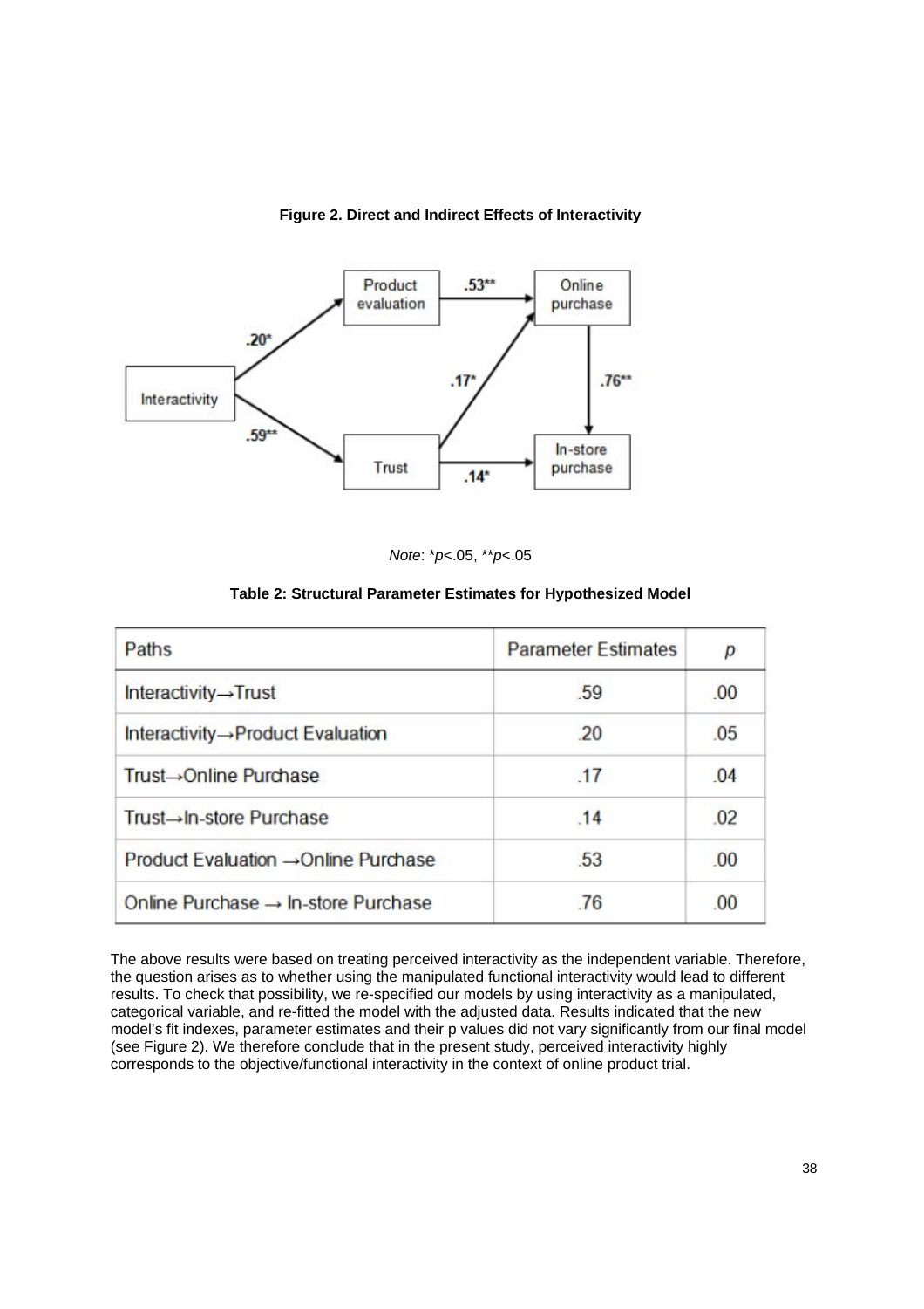**Figure 2. Direct and Indirect Effects of Interactivity**

*Note*: $*p<.05$, $**p<.05$

**Table 2: Structural Parameter Estimates for Hypothesized Model**

| Paths | Parameter Estimates | *p* |
|---|---|---|
| Interactivity→Trust | .59 | .00 |
| Interactivity→Product Evaluation | .20 | .05 |
| Trust→Online Purchase | .17 | .04 |
| Trust→In-store Purchase | .14 | .02 |
| Product Evaluation →Online Purchase | .53 | .00 |
| Online Purchase → In-store Purchase | .76 | .00 |

The above results were based on treating perceived interactivity as the independent variable. Therefore, the question arises as to whether using the manipulated functional interactivity would lead to different results. To check that possibility, we re-specified our models by using interactivity as a manipulated, categorical variable, and re-fitted the model with the adjusted data. Results indicated that the new model's fit indexes, parameter estimates and their p values did not vary significantly from our final model (see Figure 2). We therefore conclude that in the present study, perceived interactivity highly corresponds to the objective/functional interactivity in the context of online product trial.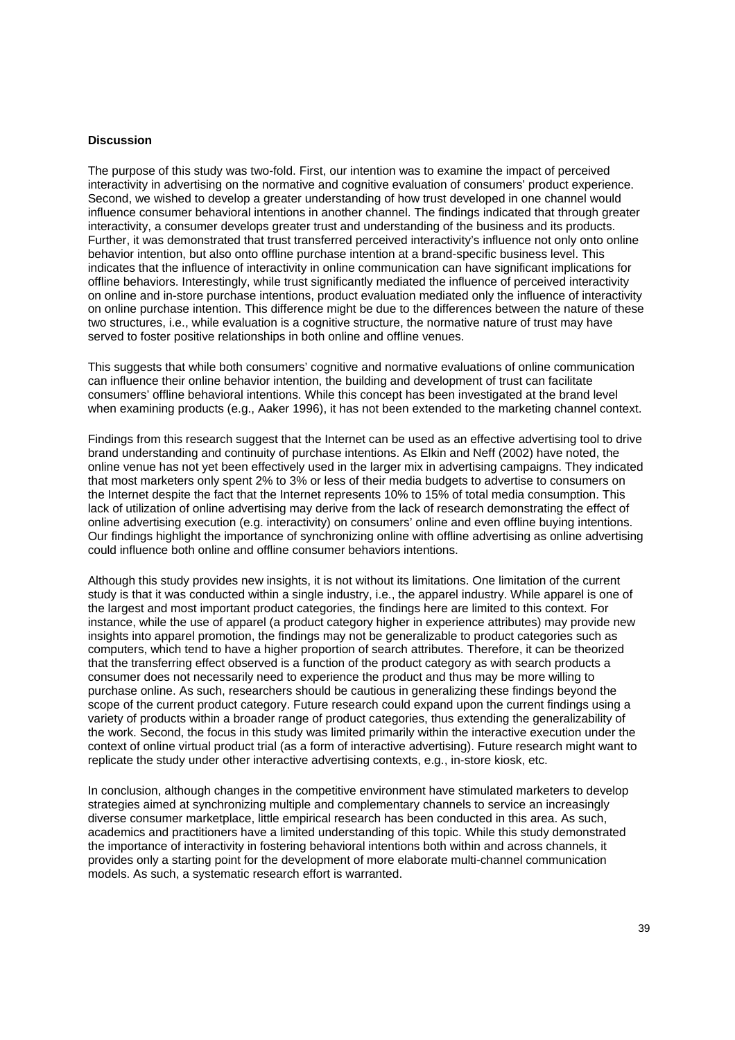**Discussion**

The purpose of this study was two-fold. First, our intention was to examine the impact of perceived interactivity in advertising on the normative and cognitive evaluation of consumers' product experience. Second, we wished to develop a greater understanding of how trust developed in one channel would influence consumer behavioral intentions in another channel. The findings indicated that through greater interactivity, a consumer develops greater trust and understanding of the business and its products. Further, it was demonstrated that trust transferred perceived interactivity's influence not only onto online behavior intention, but also onto offline purchase intention at a brand-specific business level. This indicates that the influence of interactivity in online communication can have significant implications for offline behaviors. Interestingly, while trust significantly mediated the influence of perceived interactivity on online and in-store purchase intentions, product evaluation mediated only the influence of interactivity on online purchase intention. This difference might be due to the differences between the nature of these two structures, i.e., while evaluation is a cognitive structure, the normative nature of trust may have served to foster positive relationships in both online and offline venues.

This suggests that while both consumers' cognitive and normative evaluations of online communication can influence their online behavior intention, the building and development of trust can facilitate consumers' offline behavioral intentions. While this concept has been investigated at the brand level when examining products (e.g., Aaker 1996), it has not been extended to the marketing channel context.

Findings from this research suggest that the Internet can be used as an effective advertising tool to drive brand understanding and continuity of purchase intentions. As Elkin and Neff (2002) have noted, the online venue has not yet been effectively used in the larger mix in advertising campaigns. They indicated that most marketers only spent 2% to 3% or less of their media budgets to advertise to consumers on the Internet despite the fact that the Internet represents 10% to 15% of total media consumption. This lack of utilization of online advertising may derive from the lack of research demonstrating the effect of online advertising execution (e.g. interactivity) on consumers' online and even offline buying intentions. Our findings highlight the importance of synchronizing online with offline advertising as online advertising could influence both online and offline consumer behaviors intentions.

Although this study provides new insights, it is not without its limitations. One limitation of the current study is that it was conducted within a single industry, i.e., the apparel industry. While apparel is one of the largest and most important product categories, the findings here are limited to this context. For instance, while the use of apparel (a product category higher in experience attributes) may provide new insights into apparel promotion, the findings may not be generalizable to product categories such as computers, which tend to have a higher proportion of search attributes. Therefore, it can be theorized that the transferring effect observed is a function of the product category as with search products a consumer does not necessarily need to experience the product and thus may be more willing to purchase online. As such, researchers should be cautious in generalizing these findings beyond the scope of the current product category. Future research could expand upon the current findings using a variety of products within a broader range of product categories, thus extending the generalizability of the work. Second, the focus in this study was limited primarily within the interactive execution under the context of online virtual product trial (as a form of interactive advertising). Future research might want to replicate the study under other interactive advertising contexts, e.g., in-store kiosk, etc.

In conclusion, although changes in the competitive environment have stimulated marketers to develop strategies aimed at synchronizing multiple and complementary channels to service an increasingly diverse consumer marketplace, little empirical research has been conducted in this area. As such, academics and practitioners have a limited understanding of this topic. While this study demonstrated the importance of interactivity in fostering behavioral intentions both within and across channels, it provides only a starting point for the development of more elaborate multi-channel communication models. As such, a systematic research effort is warranted.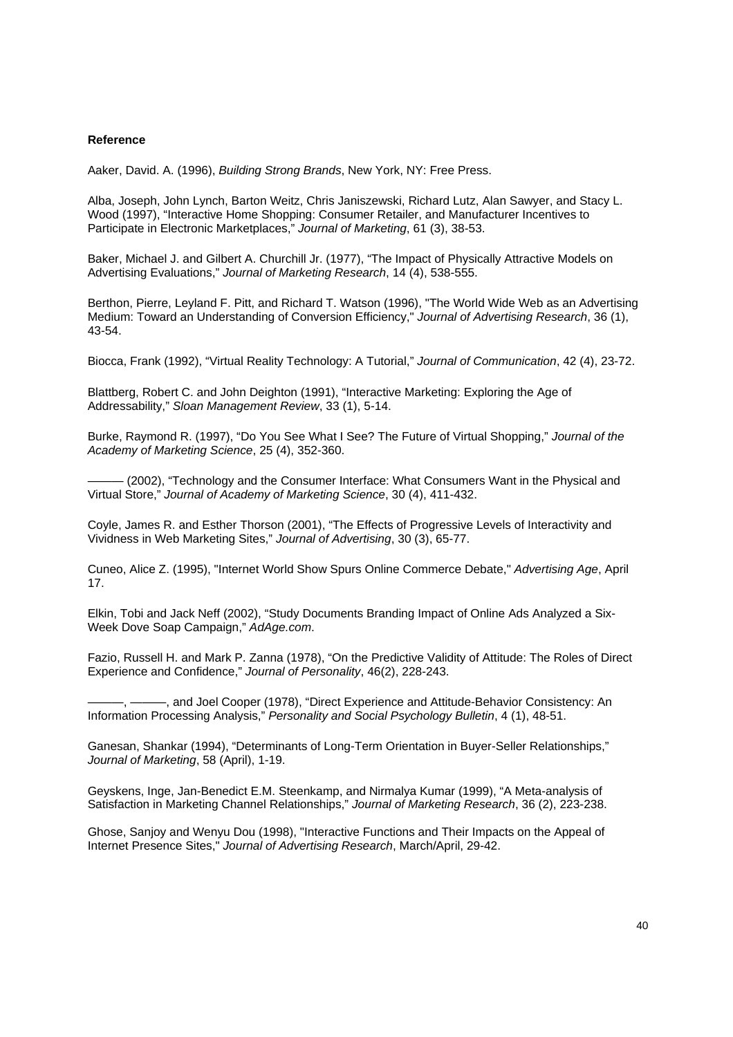**Reference**

Aaker, David. A. (1996), *Building Strong Brands*, New York, NY: Free Press.

Alba, Joseph, John Lynch, Barton Weitz, Chris Janiszewski, Richard Lutz, Alan Sawyer, and Stacy L. Wood (1997), "Interactive Home Shopping: Consumer Retailer, and Manufacturer Incentives to Participate in Electronic Marketplaces," *Journal of Marketing*, 61 (3), 38-53.

Baker, Michael J. and Gilbert A. Churchill Jr. (1977), "The Impact of Physically Attractive Models on Advertising Evaluations," *Journal of Marketing Research*, 14 (4), 538-555.

Berthon, Pierre, Leyland F. Pitt, and Richard T. Watson (1996), "The World Wide Web as an Advertising Medium: Toward an Understanding of Conversion Efficiency," *Journal of Advertising Research*, 36 (1), 43-54.

Biocca, Frank (1992), "Virtual Reality Technology: A Tutorial," *Journal of Communication*, 42 (4), 23-72.

Blattberg, Robert C. and John Deighton (1991), "Interactive Marketing: Exploring the Age of Addressability," *Sloan Management Review*, 33 (1), 5-14.

Burke, Raymond R. (1997), "Do You See What I See? The Future of Virtual Shopping," *Journal of the Academy of Marketing Science*, 25 (4), 352-360.

——— (2002), "Technology and the Consumer Interface: What Consumers Want in the Physical and Virtual Store," *Journal of Academy of Marketing Science*, 30 (4), 411-432.

Coyle, James R. and Esther Thorson (2001), "The Effects of Progressive Levels of Interactivity and Vividness in Web Marketing Sites," *Journal of Advertising*, 30 (3), 65-77.

Cuneo, Alice Z. (1995), "Internet World Show Spurs Online Commerce Debate," *Advertising Age*, April 17.

Elkin, Tobi and Jack Neff (2002), "Study Documents Branding Impact of Online Ads Analyzed a Six-Week Dove Soap Campaign," *AdAge.com*.

Fazio, Russell H. and Mark P. Zanna (1978), "On the Predictive Validity of Attitude: The Roles of Direct Experience and Confidence," *Journal of Personality*, 46(2), 228-243.

———, ———, and Joel Cooper (1978), "Direct Experience and Attitude-Behavior Consistency: An Information Processing Analysis," *Personality and Social Psychology Bulletin*, 4 (1), 48-51.

Ganesan, Shankar (1994), "Determinants of Long-Term Orientation in Buyer-Seller Relationships," *Journal of Marketing*, 58 (April), 1-19.

Geyskens, Inge, Jan-Benedict E.M. Steenkamp, and Nirmalya Kumar (1999), "A Meta-analysis of Satisfaction in Marketing Channel Relationships," *Journal of Marketing Research*, 36 (2), 223-238.

Ghose, Sanjoy and Wenyu Dou (1998), "Interactive Functions and Their Impacts on the Appeal of Internet Presence Sites," *Journal of Advertising Research*, March/April, 29-42.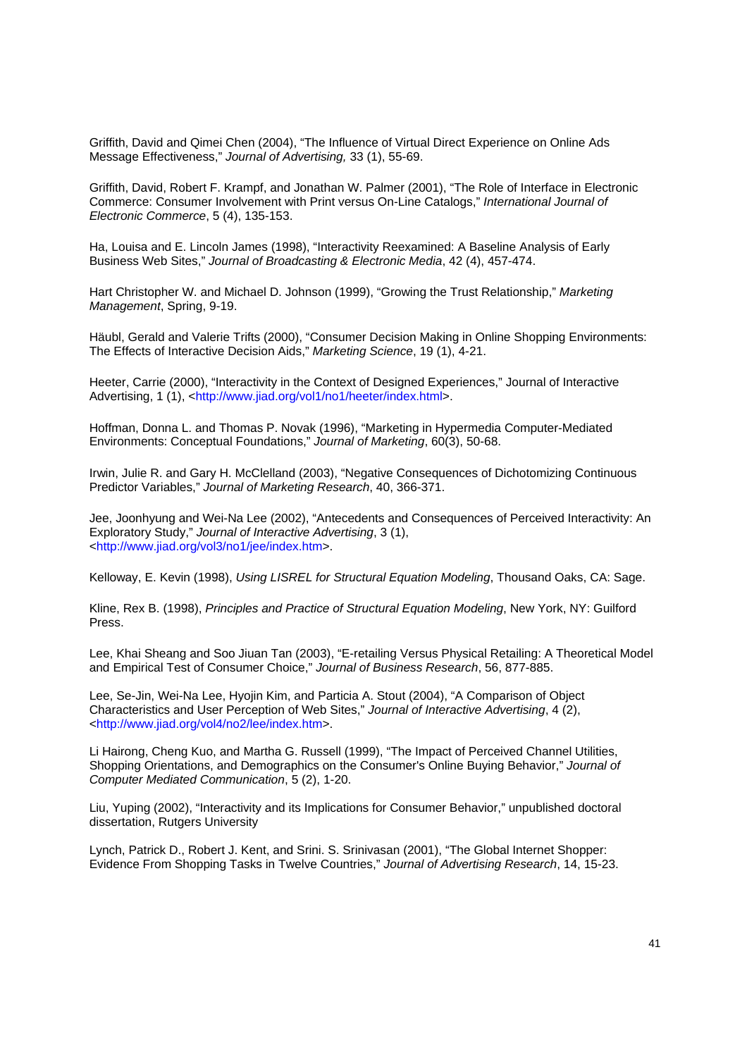Griffith, David and Qimei Chen (2004), "The Influence of Virtual Direct Experience on Online Ads Message Effectiveness," *Journal of Advertising,* 33 (1), 55-69.

Griffith, David, Robert F. Krampf, and Jonathan W. Palmer (2001), "The Role of Interface in Electronic Commerce: Consumer Involvement with Print versus On-Line Catalogs," *International Journal of Electronic Commerce*, 5 (4), 135-153.

Ha, Louisa and E. Lincoln James (1998), "Interactivity Reexamined: A Baseline Analysis of Early Business Web Sites," *Journal of Broadcasting & Electronic Media*, 42 (4), 457-474.

Hart Christopher W. and Michael D. Johnson (1999), "Growing the Trust Relationship," *Marketing Management*, Spring, 9-19.

Häubl, Gerald and Valerie Trifts (2000), "Consumer Decision Making in Online Shopping Environments: The Effects of Interactive Decision Aids," *Marketing Science*, 19 (1), 4-21.

Heeter, Carrie (2000), "Interactivity in the Context of Designed Experiences," Journal of Interactive Advertising, 1 (1), <http://www.jiad.org/vol1/no1/heeter/index.html>.

Hoffman, Donna L. and Thomas P. Novak (1996), "Marketing in Hypermedia Computer-Mediated Environments: Conceptual Foundations," *Journal of Marketing*, 60(3), 50-68.

Irwin, Julie R. and Gary H. McClelland (2003), "Negative Consequences of Dichotomizing Continuous Predictor Variables," *Journal of Marketing Research*, 40, 366-371.

Jee, Joonhyung and Wei-Na Lee (2002), "Antecedents and Consequences of Perceived Interactivity: An Exploratory Study," *Journal of Interactive Advertising*, 3 (1), <http://www.jiad.org/vol3/no1/jee/index.htm>.

Kelloway, E. Kevin (1998), *Using LISREL for Structural Equation Modeling*, Thousand Oaks, CA: Sage.

Kline, Rex B. (1998), *Principles and Practice of Structural Equation Modeling*, New York, NY: Guilford Press.

Lee, Khai Sheang and Soo Jiuan Tan (2003), "E-retailing Versus Physical Retailing: A Theoretical Model and Empirical Test of Consumer Choice," *Journal of Business Research*, 56, 877-885.

Lee, Se-Jin, Wei-Na Lee, Hyojin Kim, and Particia A. Stout (2004), "A Comparison of Object Characteristics and User Perception of Web Sites," *Journal of Interactive Advertising*, 4 (2), <http://www.jiad.org/vol4/no2/lee/index.htm>.

Li Hairong, Cheng Kuo, and Martha G. Russell (1999), "The Impact of Perceived Channel Utilities, Shopping Orientations, and Demographics on the Consumer's Online Buying Behavior," *Journal of Computer Mediated Communication*, 5 (2), 1-20.

Liu, Yuping (2002), "Interactivity and its Implications for Consumer Behavior," unpublished doctoral dissertation, Rutgers University

Lynch, Patrick D., Robert J. Kent, and Srini. S. Srinivasan (2001), "The Global Internet Shopper: Evidence From Shopping Tasks in Twelve Countries," *Journal of Advertising Research*, 14, 15-23.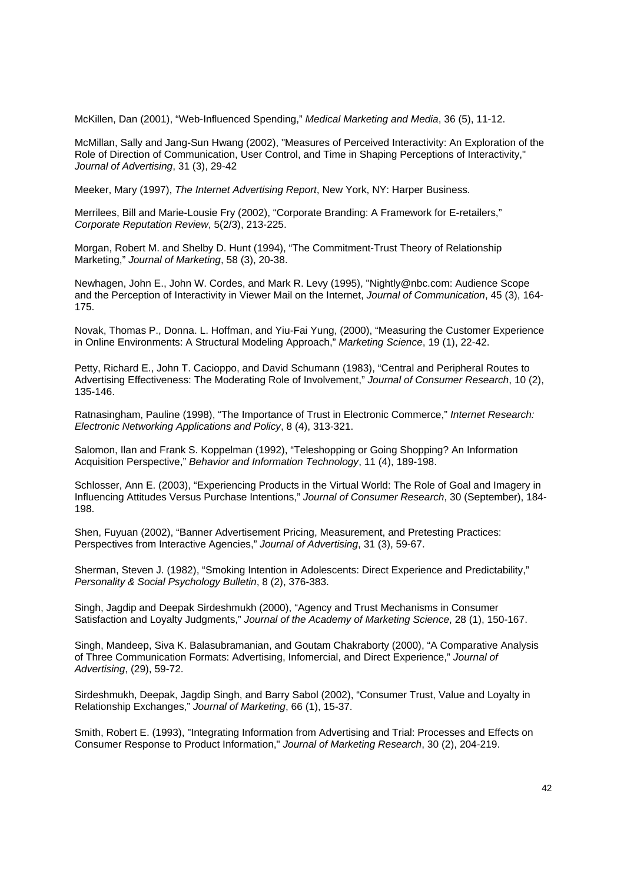McKillen, Dan (2001), “Web-Influenced Spending,” *Medical Marketing and Media*, 36 (5), 11-12.

McMillan, Sally and Jang-Sun Hwang (2002), "Measures of Perceived Interactivity: An Exploration of the Role of Direction of Communication, User Control, and Time in Shaping Perceptions of Interactivity," *Journal of Advertising*, 31 (3), 29-42

Meeker, Mary (1997), *The Internet Advertising Report*, New York, NY: Harper Business.

Merrilees, Bill and Marie-Lousie Fry (2002), “Corporate Branding: A Framework for E-retailers,” *Corporate Reputation Review*, 5(2/3), 213-225.

Morgan, Robert M. and Shelby D. Hunt (1994), “The Commitment-Trust Theory of Relationship Marketing,” *Journal of Marketing*, 58 (3), 20-38.

Newhagen, John E., John W. Cordes, and Mark R. Levy (1995), "Nightly@nbc.com: Audience Scope and the Perception of Interactivity in Viewer Mail on the Internet, *Journal of Communication*, 45 (3), 164-175.

Novak, Thomas P., Donna. L. Hoffman, and Yiu-Fai Yung, (2000), “Measuring the Customer Experience in Online Environments: A Structural Modeling Approach,” *Marketing Science*, 19 (1), 22-42.

Petty, Richard E., John T. Cacioppo, and David Schumann (1983), “Central and Peripheral Routes to Advertising Effectiveness: The Moderating Role of Involvement,” *Journal of Consumer Research*, 10 (2), 135-146.

Ratnasingham, Pauline (1998), “The Importance of Trust in Electronic Commerce,” *Internet Research: Electronic Networking Applications and Policy*, 8 (4), 313-321.

Salomon, Ilan and Frank S. Koppelman (1992), “Teleshopping or Going Shopping? An Information Acquisition Perspective,” *Behavior and Information Technology*, 11 (4), 189-198.

Schlosser, Ann E. (2003), “Experiencing Products in the Virtual World: The Role of Goal and Imagery in Influencing Attitudes Versus Purchase Intentions,” *Journal of Consumer Research*, 30 (September), 184-198.

Shen, Fuyuan (2002), “Banner Advertisement Pricing, Measurement, and Pretesting Practices: Perspectives from Interactive Agencies,” *Journal of Advertising*, 31 (3), 59-67.

Sherman, Steven J. (1982), “Smoking Intention in Adolescents: Direct Experience and Predictability,” *Personality & Social Psychology Bulletin*, 8 (2), 376-383.

Singh, Jagdip and Deepak Sirdeshmukh (2000), “Agency and Trust Mechanisms in Consumer Satisfaction and Loyalty Judgments,” *Journal of the Academy of Marketing Science*, 28 (1), 150-167.

Singh, Mandeep, Siva K. Balasubramanian, and Goutam Chakraborty (2000), “A Comparative Analysis of Three Communication Formats: Advertising, Infomercial, and Direct Experience,” *Journal of Advertising*, (29), 59-72.

Sirdeshmukh, Deepak, Jagdip Singh, and Barry Sabol (2002), “Consumer Trust, Value and Loyalty in Relationship Exchanges,” *Journal of Marketing*, 66 (1), 15-37.

Smith, Robert E. (1993), "Integrating Information from Advertising and Trial: Processes and Effects on Consumer Response to Product Information," *Journal of Marketing Research*, 30 (2), 204-219.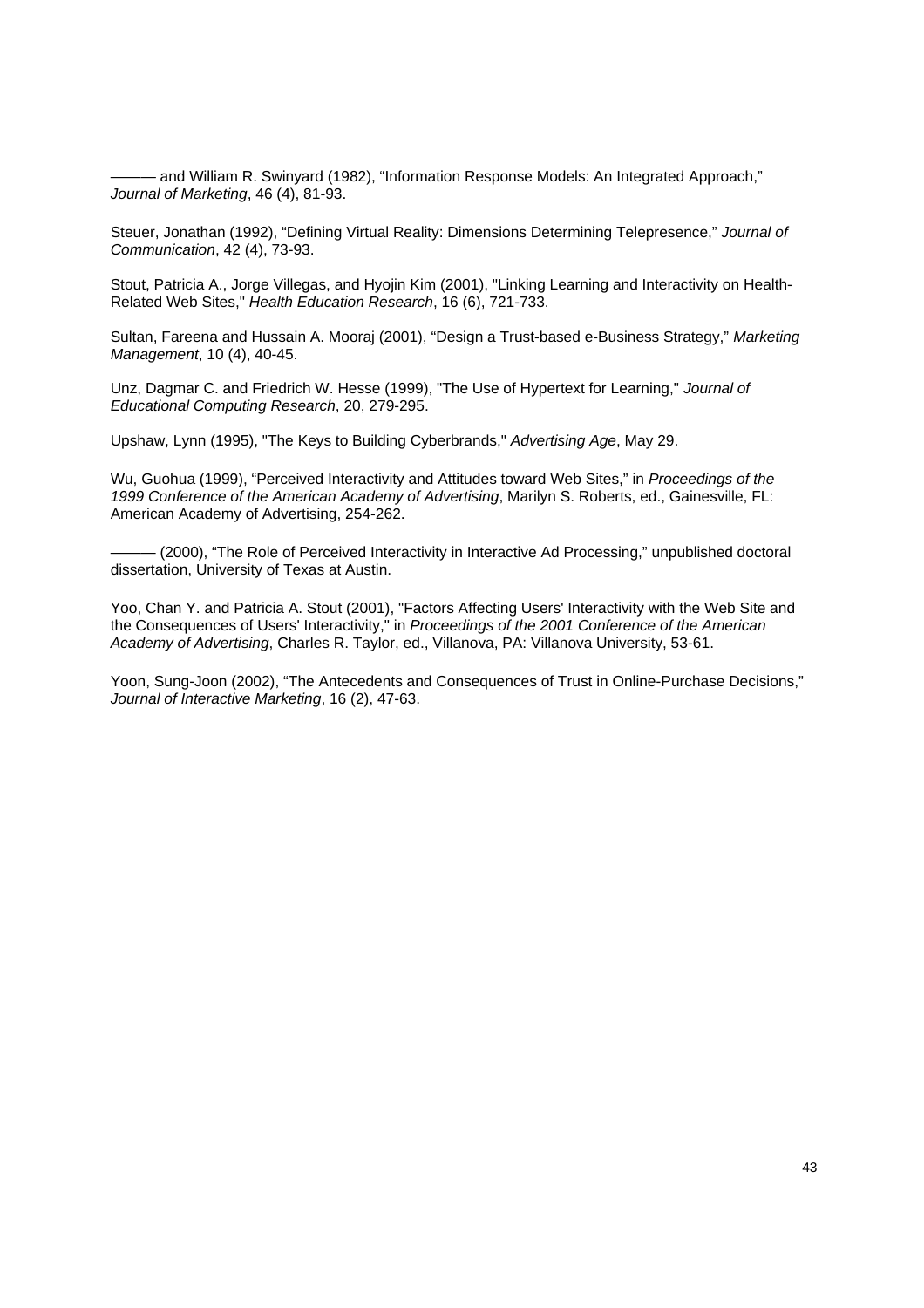——— and William R. Swinyard (1982), “Information Response Models: An Integrated Approach,” *Journal of Marketing*, 46 (4), 81-93.

Steuer, Jonathan (1992), “Defining Virtual Reality: Dimensions Determining Telepresence,” *Journal of Communication*, 42 (4), 73-93.

Stout, Patricia A., Jorge Villegas, and Hyojin Kim (2001), "Linking Learning and Interactivity on Health-Related Web Sites," *Health Education Research*, 16 (6), 721-733.

Sultan, Fareena and Hussain A. Mooraj (2001), “Design a Trust-based e-Business Strategy,” *Marketing Management*, 10 (4), 40-45.

Unz, Dagmar C. and Friedrich W. Hesse (1999), "The Use of Hypertext for Learning," *Journal of Educational Computing Research*, 20, 279-295.

Upshaw, Lynn (1995), "The Keys to Building Cyberbrands," *Advertising Age*, May 29.

Wu, Guohua (1999), “Perceived Interactivity and Attitudes toward Web Sites,” in *Proceedings of the 1999 Conference of the American Academy of Advertising*, Marilyn S. Roberts, ed., Gainesville, FL: American Academy of Advertising, 254-262.

——— (2000), “The Role of Perceived Interactivity in Interactive Ad Processing,” unpublished doctoral dissertation, University of Texas at Austin.

Yoo, Chan Y. and Patricia A. Stout (2001), "Factors Affecting Users' Interactivity with the Web Site and the Consequences of Users' Interactivity," in *Proceedings of the 2001 Conference of the American Academy of Advertising*, Charles R. Taylor, ed., Villanova, PA: Villanova University, 53-61.

Yoon, Sung-Joon (2002), “The Antecedents and Consequences of Trust in Online-Purchase Decisions,” *Journal of Interactive Marketing*, 16 (2), 47-63.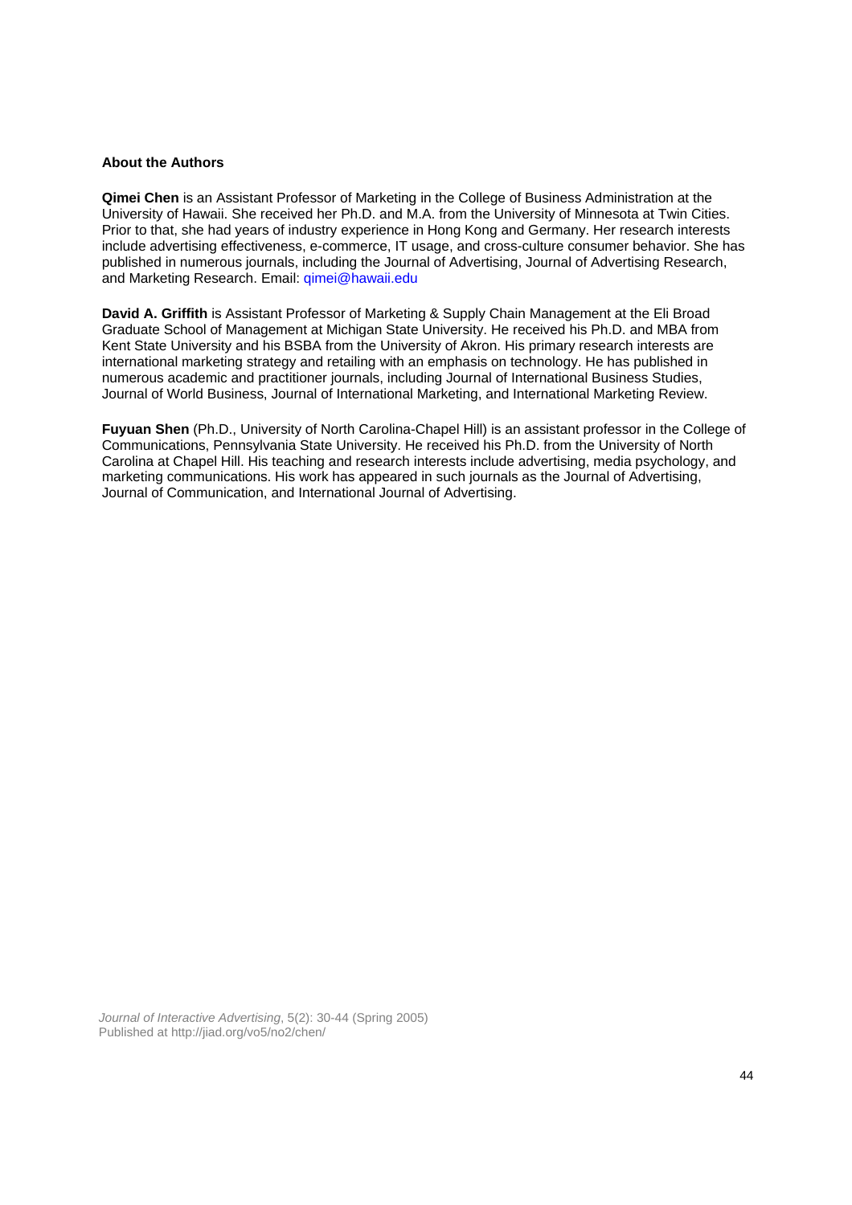**About the Authors**

**Qimei Chen** is an Assistant Professor of Marketing in the College of Business Administration at the University of Hawaii. She received her Ph.D. and M.A. from the University of Minnesota at Twin Cities. Prior to that, she had years of industry experience in Hong Kong and Germany. Her research interests include advertising effectiveness, e-commerce, IT usage, and cross-culture consumer behavior. She has published in numerous journals, including the Journal of Advertising, Journal of Advertising Research, and Marketing Research. Email: qimei@hawaii.edu

**David A. Griffith** is Assistant Professor of Marketing & Supply Chain Management at the Eli Broad Graduate School of Management at Michigan State University. He received his Ph.D. and MBA from Kent State University and his BSBA from the University of Akron. His primary research interests are international marketing strategy and retailing with an emphasis on technology. He has published in numerous academic and practitioner journals, including Journal of International Business Studies, Journal of World Business, Journal of International Marketing, and International Marketing Review.

**Fuyuan Shen** (Ph.D., University of North Carolina-Chapel Hill) is an assistant professor in the College of Communications, Pennsylvania State University. He received his Ph.D. from the University of North Carolina at Chapel Hill. His teaching and research interests include advertising, media psychology, and marketing communications. His work has appeared in such journals as the Journal of Advertising, Journal of Communication, and International Journal of Advertising.